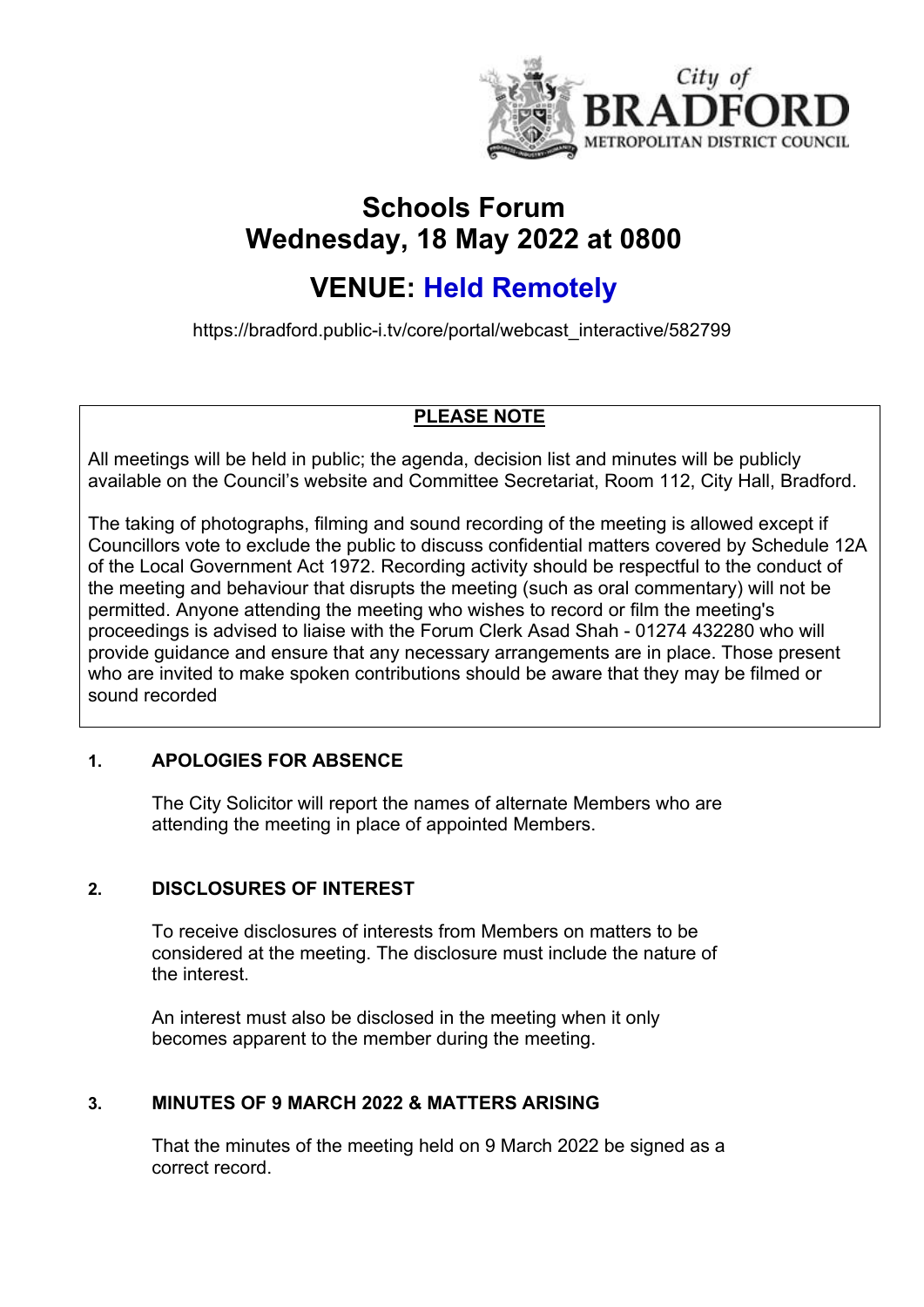City of BRADFORD METROPOLITAN DISTRICT COUNCIL

# Schools Forum
# Wednesday, 18 May 2022 at 0800

## VENUE: Held Remotely

https://bradford.public-i.tv/core/portal/webcast_interactive/582799

**PLEASE NOTE**

All meetings will be held in public; the agenda, decision list and minutes will be publicly available on the Council's website and Committee Secretariat, Room 112, City Hall, Bradford.

The taking of photographs, filming and sound recording of the meeting is allowed except if Councillors vote to exclude the public to discuss confidential matters covered by Schedule 12A of the Local Government Act 1972. Recording activity should be respectful to the conduct of the meeting and behaviour that disrupts the meeting (such as oral commentary) will not be permitted. Anyone attending the meeting who wishes to record or film the meeting's proceedings is advised to liaise with the Forum Clerk Asad Shah - 01274 432280 who will provide guidance and ensure that any necessary arrangements are in place. Those present who are invited to make spoken contributions should be aware that they may be filmed or sound recorded

### 1. APOLOGIES FOR ABSENCE

The City Solicitor will report the names of alternate Members who are attending the meeting in place of appointed Members.

### 2. DISCLOSURES OF INTEREST

To receive disclosures of interests from Members on matters to be considered at the meeting. The disclosure must include the nature of the interest.

An interest must also be disclosed in the meeting when it only becomes apparent to the member during the meeting.

### 3. MINUTES OF 9 MARCH 2022 & MATTERS ARISING

That the minutes of the meeting held on 9 March 2022 be signed as a correct record.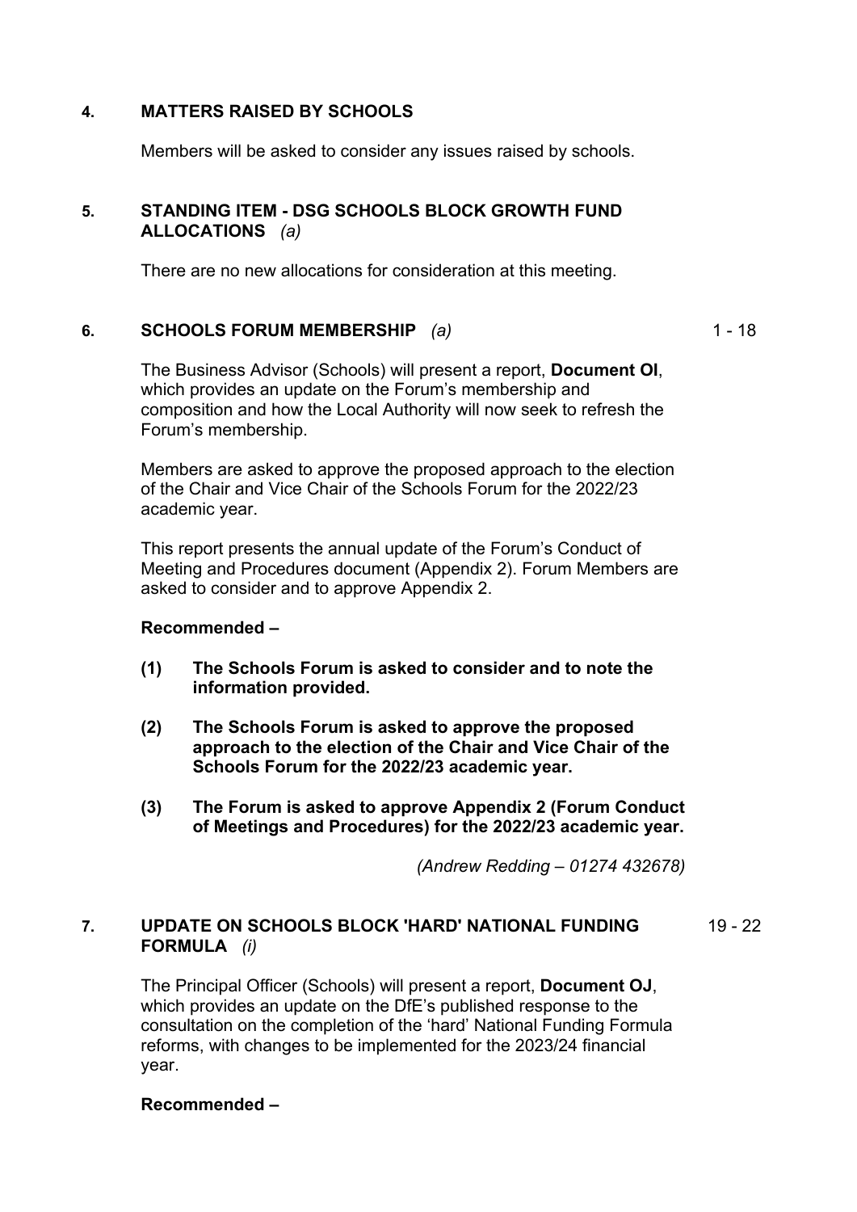## 4. MATTERS RAISED BY SCHOOLS

Members will be asked to consider any issues raised by schools.

## 5. STANDING ITEM - DSG SCHOOLS BLOCK GROWTH FUND ALLOCATIONS *(a)*

There are no new allocations for consideration at this meeting.

## 6. SCHOOLS FORUM MEMBERSHIP *(a)* 1 - 18

The Business Advisor (Schools) will present a report, **Document OI**, which provides an update on the Forum's membership and composition and how the Local Authority will now seek to refresh the Forum's membership.

Members are asked to approve the proposed approach to the election of the Chair and Vice Chair of the Schools Forum for the 2022/23 academic year.

This report presents the annual update of the Forum's Conduct of Meeting and Procedures document (Appendix 2). Forum Members are asked to consider and to approve Appendix 2.

**Recommended –**

**(1) The Schools Forum is asked to consider and to note the information provided.**

**(2) The Schools Forum is asked to approve the proposed approach to the election of the Chair and Vice Chair of the Schools Forum for the 2022/23 academic year.**

**(3) The Forum is asked to approve Appendix 2 (Forum Conduct of Meetings and Procedures) for the 2022/23 academic year.**

*(Andrew Redding – 01274 432678)*

## 7. UPDATE ON SCHOOLS BLOCK 'HARD' NATIONAL FUNDING FORMULA *(i)* 19 - 22

The Principal Officer (Schools) will present a report, **Document OJ**, which provides an update on the DfE's published response to the consultation on the completion of the 'hard' National Funding Formula reforms, with changes to be implemented for the 2023/24 financial year.

**Recommended –**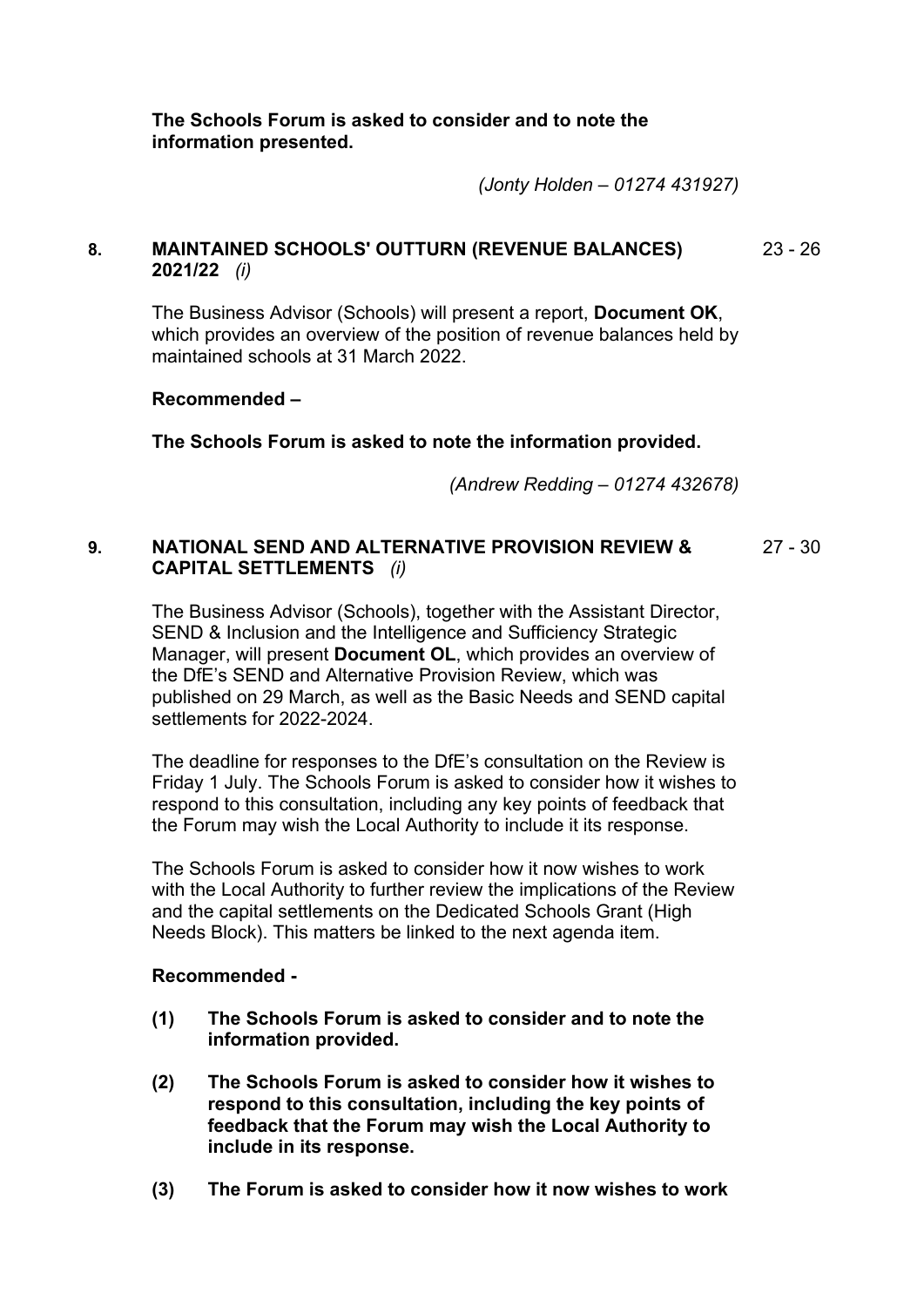**The Schools Forum is asked to consider and to note the information presented.**

*(Jonty Holden – 01274 431927)*

## 8. MAINTAINED SCHOOLS' OUTTURN (REVENUE BALANCES) 2021/22 *(i)* — 23 - 26

The Business Advisor (Schools) will present a report, **Document OK**, which provides an overview of the position of revenue balances held by maintained schools at 31 March 2022.

**Recommended –**

**The Schools Forum is asked to note the information provided.**

*(Andrew Redding – 01274 432678)*

## 9. NATIONAL SEND AND ALTERNATIVE PROVISION REVIEW & CAPITAL SETTLEMENTS *(i)* — 27 - 30

The Business Advisor (Schools), together with the Assistant Director, SEND & Inclusion and the Intelligence and Sufficiency Strategic Manager, will present **Document OL**, which provides an overview of the DfE's SEND and Alternative Provision Review, which was published on 29 March, as well as the Basic Needs and SEND capital settlements for 2022-2024.

The deadline for responses to the DfE's consultation on the Review is Friday 1 July. The Schools Forum is asked to consider how it wishes to respond to this consultation, including any key points of feedback that the Forum may wish the Local Authority to include it its response.

The Schools Forum is asked to consider how it now wishes to work with the Local Authority to further review the implications of the Review and the capital settlements on the Dedicated Schools Grant (High Needs Block). This matters be linked to the next agenda item.

**Recommended -**

**(1) The Schools Forum is asked to consider and to note the information provided.**

**(2) The Schools Forum is asked to consider how it wishes to respond to this consultation, including the key points of feedback that the Forum may wish the Local Authority to include in its response.**

**(3) The Forum is asked to consider how it now wishes to work**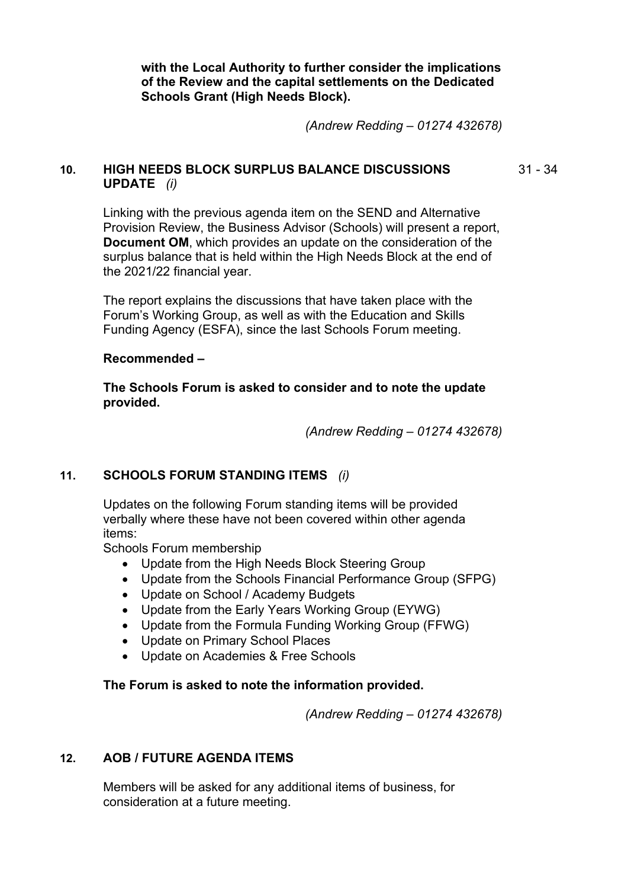**with the Local Authority to further consider the implications of the Review and the capital settlements on the Dedicated Schools Grant (High Needs Block).**

*(Andrew Redding – 01274 432678)*

## 10. HIGH NEEDS BLOCK SURPLUS BALANCE DISCUSSIONS UPDATE *(i)* — 31 - 34

Linking with the previous agenda item on the SEND and Alternative Provision Review, the Business Advisor (Schools) will present a report, **Document OM**, which provides an update on the consideration of the surplus balance that is held within the High Needs Block at the end of the 2021/22 financial year.

The report explains the discussions that have taken place with the Forum's Working Group, as well as with the Education and Skills Funding Agency (ESFA), since the last Schools Forum meeting.

**Recommended –**

**The Schools Forum is asked to consider and to note the update provided.**

*(Andrew Redding – 01274 432678)*

## 11. SCHOOLS FORUM STANDING ITEMS *(i)*

Updates on the following Forum standing items will be provided verbally where these have not been covered within other agenda items:

Schools Forum membership

- Update from the High Needs Block Steering Group
- Update from the Schools Financial Performance Group (SFPG)
- Update on School / Academy Budgets
- Update from the Early Years Working Group (EYWG)
- Update from the Formula Funding Working Group (FFWG)
- Update on Primary School Places
- Update on Academies & Free Schools

**The Forum is asked to note the information provided.**

*(Andrew Redding – 01274 432678)*

## 12. AOB / FUTURE AGENDA ITEMS

Members will be asked for any additional items of business, for consideration at a future meeting.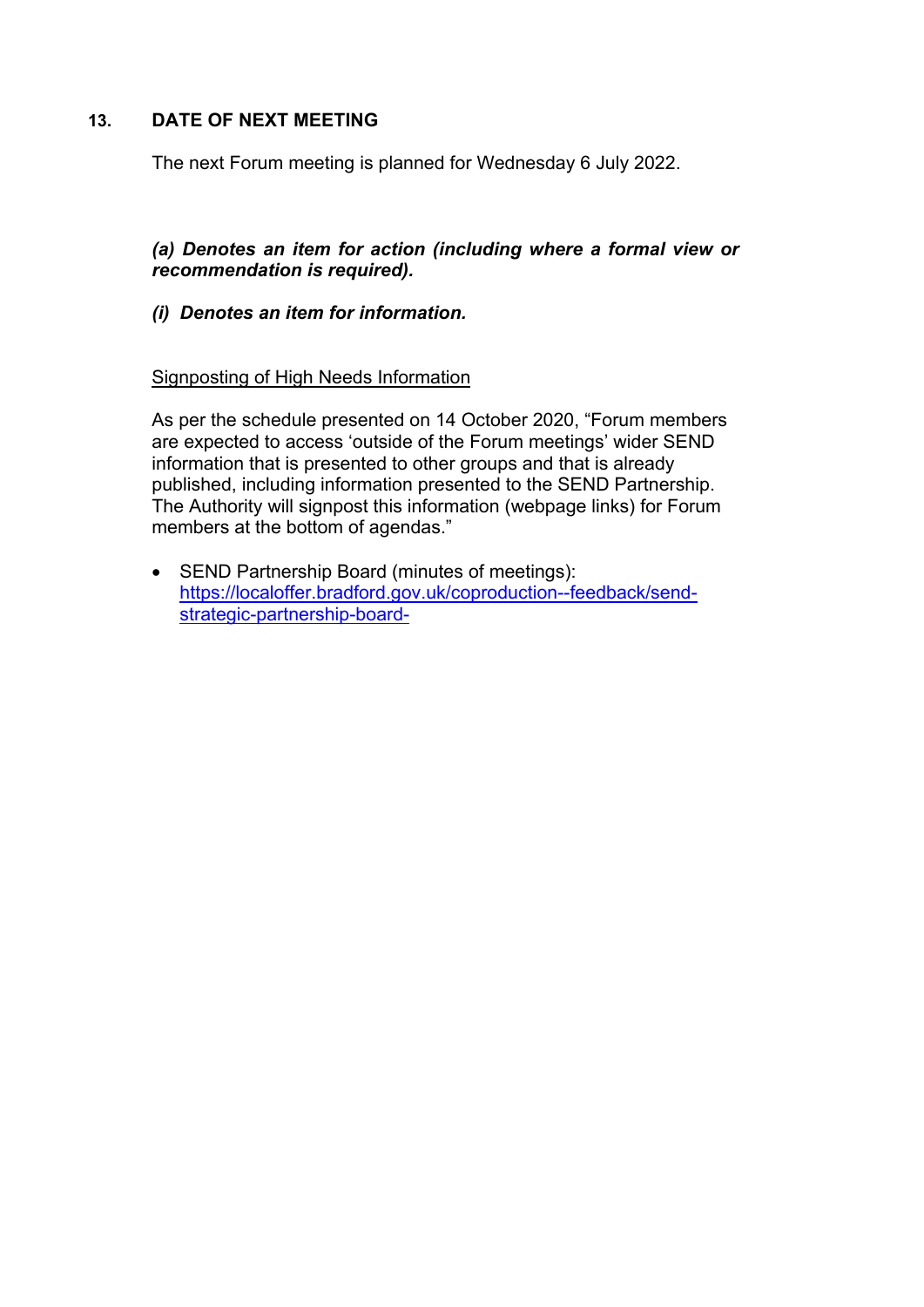## 13. DATE OF NEXT MEETING

The next Forum meeting is planned for Wednesday 6 July 2022.

***(a) Denotes an item for action (including where a formal view or recommendation is required).***

***(i) Denotes an item for information.***

Signposting of High Needs Information

As per the schedule presented on 14 October 2020, "Forum members are expected to access 'outside of the Forum meetings' wider SEND information that is presented to other groups and that is already published, including information presented to the SEND Partnership. The Authority will signpost this information (webpage links) for Forum members at the bottom of agendas."

- SEND Partnership Board (minutes of meetings): https://localoffer.bradford.gov.uk/coproduction--feedback/send-strategic-partnership-board-